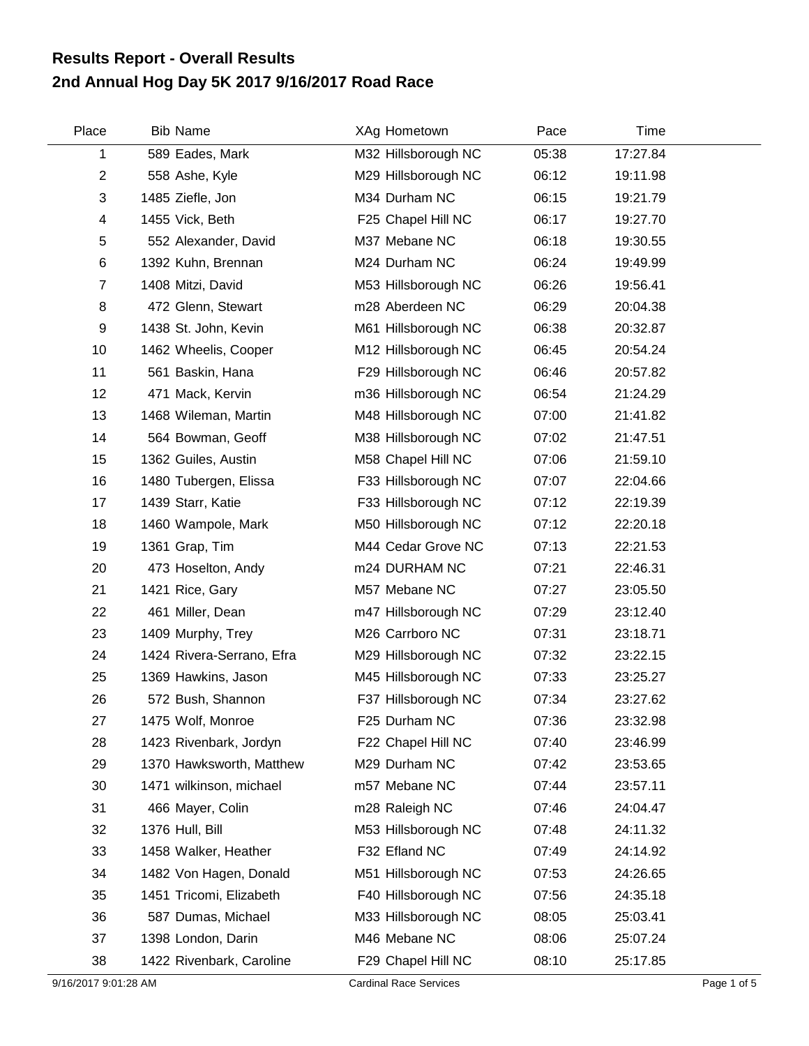## Results Report - Overall Results
## 2nd Annual Hog Day 5K 2017 9/16/2017 Road Race

| Place | Bib | Name | XAg | Hometown | Pace | Time |
|---|---|---|---|---|---|---|
| 1 | 589 | Eades, Mark | M32 | Hillsborough NC | 05:38 | 17:27.84 |
| 2 | 558 | Ashe, Kyle | M29 | Hillsborough NC | 06:12 | 19:11.98 |
| 3 | 1485 | Ziefle, Jon | M34 | Durham NC | 06:15 | 19:21.79 |
| 4 | 1455 | Vick, Beth | F25 | Chapel Hill NC | 06:17 | 19:27.70 |
| 5 | 552 | Alexander, David | M37 | Mebane NC | 06:18 | 19:30.55 |
| 6 | 1392 | Kuhn, Brennan | M24 | Durham NC | 06:24 | 19:49.99 |
| 7 | 1408 | Mitzi, David | M53 | Hillsborough NC | 06:26 | 19:56.41 |
| 8 | 472 | Glenn, Stewart | m28 | Aberdeen NC | 06:29 | 20:04.38 |
| 9 | 1438 | St. John, Kevin | M61 | Hillsborough NC | 06:38 | 20:32.87 |
| 10 | 1462 | Wheelis, Cooper | M12 | Hillsborough NC | 06:45 | 20:54.24 |
| 11 | 561 | Baskin, Hana | F29 | Hillsborough NC | 06:46 | 20:57.82 |
| 12 | 471 | Mack, Kervin | m36 | Hillsborough NC | 06:54 | 21:24.29 |
| 13 | 1468 | Wileman, Martin | M48 | Hillsborough NC | 07:00 | 21:41.82 |
| 14 | 564 | Bowman, Geoff | M38 | Hillsborough NC | 07:02 | 21:47.51 |
| 15 | 1362 | Guiles, Austin | M58 | Chapel Hill NC | 07:06 | 21:59.10 |
| 16 | 1480 | Tubergen, Elissa | F33 | Hillsborough NC | 07:07 | 22:04.66 |
| 17 | 1439 | Starr, Katie | F33 | Hillsborough NC | 07:12 | 22:19.39 |
| 18 | 1460 | Wampole, Mark | M50 | Hillsborough NC | 07:12 | 22:20.18 |
| 19 | 1361 | Grap, Tim | M44 | Cedar Grove NC | 07:13 | 22:21.53 |
| 20 | 473 | Hoselton, Andy | m24 | DURHAM NC | 07:21 | 22:46.31 |
| 21 | 1421 | Rice, Gary | M57 | Mebane NC | 07:27 | 23:05.50 |
| 22 | 461 | Miller, Dean | m47 | Hillsborough NC | 07:29 | 23:12.40 |
| 23 | 1409 | Murphy, Trey | M26 | Carrboro NC | 07:31 | 23:18.71 |
| 24 | 1424 | Rivera-Serrano, Efra | M29 | Hillsborough NC | 07:32 | 23:22.15 |
| 25 | 1369 | Hawkins, Jason | M45 | Hillsborough NC | 07:33 | 23:25.27 |
| 26 | 572 | Bush, Shannon | F37 | Hillsborough NC | 07:34 | 23:27.62 |
| 27 | 1475 | Wolf, Monroe | F25 | Durham NC | 07:36 | 23:32.98 |
| 28 | 1423 | Rivenbark, Jordyn | F22 | Chapel Hill NC | 07:40 | 23:46.99 |
| 29 | 1370 | Hawksworth, Matthew | M29 | Durham NC | 07:42 | 23:53.65 |
| 30 | 1471 | wilkinson, michael | m57 | Mebane NC | 07:44 | 23:57.11 |
| 31 | 466 | Mayer, Colin | m28 | Raleigh NC | 07:46 | 24:04.47 |
| 32 | 1376 | Hull, Bill | M53 | Hillsborough NC | 07:48 | 24:11.32 |
| 33 | 1458 | Walker, Heather | F32 | Efland NC | 07:49 | 24:14.92 |
| 34 | 1482 | Von Hagen, Donald | M51 | Hillsborough NC | 07:53 | 24:26.65 |
| 35 | 1451 | Tricomi, Elizabeth | F40 | Hillsborough NC | 07:56 | 24:35.18 |
| 36 | 587 | Dumas, Michael | M33 | Hillsborough NC | 08:05 | 25:03.41 |
| 37 | 1398 | London, Darin | M46 | Mebane NC | 08:06 | 25:07.24 |
| 38 | 1422 | Rivenbark, Caroline | F29 | Chapel Hill NC | 08:10 | 25:17.85 |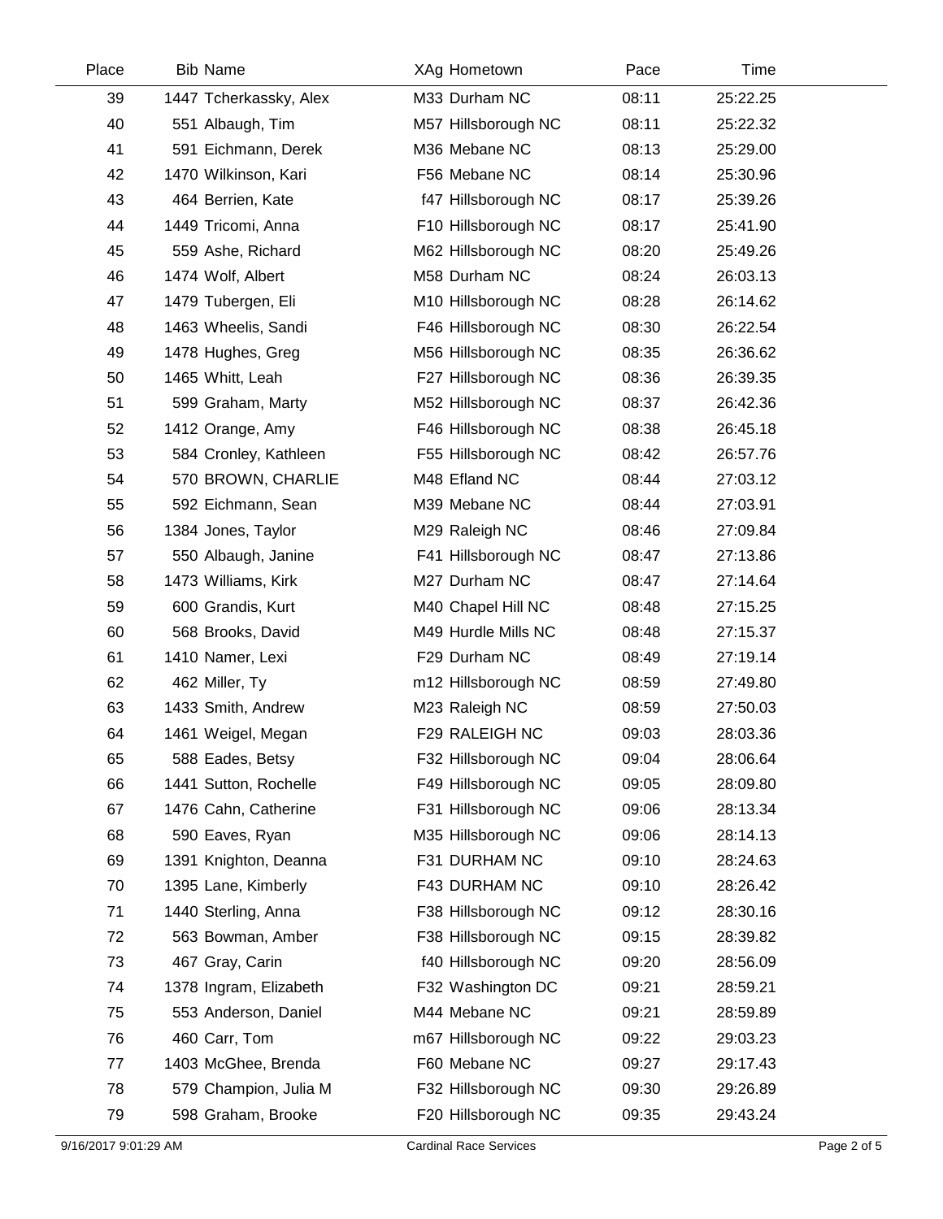| Place | Bib Name | XAg Hometown | Pace | Time |
|---|---|---|---|---|
| 39 | 1447 Tcherkassky, Alex | M33 Durham NC | 08:11 | 25:22.25 |
| 40 | 551 Albaugh, Tim | M57 Hillsborough NC | 08:11 | 25:22.32 |
| 41 | 591 Eichmann, Derek | M36 Mebane NC | 08:13 | 25:29.00 |
| 42 | 1470 Wilkinson, Kari | F56 Mebane NC | 08:14 | 25:30.96 |
| 43 | 464 Berrien, Kate | f47 Hillsborough NC | 08:17 | 25:39.26 |
| 44 | 1449 Tricomi, Anna | F10 Hillsborough NC | 08:17 | 25:41.90 |
| 45 | 559 Ashe, Richard | M62 Hillsborough NC | 08:20 | 25:49.26 |
| 46 | 1474 Wolf, Albert | M58 Durham NC | 08:24 | 26:03.13 |
| 47 | 1479 Tubergen, Eli | M10 Hillsborough NC | 08:28 | 26:14.62 |
| 48 | 1463 Wheelis, Sandi | F46 Hillsborough NC | 08:30 | 26:22.54 |
| 49 | 1478 Hughes, Greg | M56 Hillsborough NC | 08:35 | 26:36.62 |
| 50 | 1465 Whitt, Leah | F27 Hillsborough NC | 08:36 | 26:39.35 |
| 51 | 599 Graham, Marty | M52 Hillsborough NC | 08:37 | 26:42.36 |
| 52 | 1412 Orange, Amy | F46 Hillsborough NC | 08:38 | 26:45.18 |
| 53 | 584 Cronley, Kathleen | F55 Hillsborough NC | 08:42 | 26:57.76 |
| 54 | 570 BROWN, CHARLIE | M48 Efland NC | 08:44 | 27:03.12 |
| 55 | 592 Eichmann, Sean | M39 Mebane NC | 08:44 | 27:03.91 |
| 56 | 1384 Jones, Taylor | M29 Raleigh NC | 08:46 | 27:09.84 |
| 57 | 550 Albaugh, Janine | F41 Hillsborough NC | 08:47 | 27:13.86 |
| 58 | 1473 Williams, Kirk | M27 Durham NC | 08:47 | 27:14.64 |
| 59 | 600 Grandis, Kurt | M40 Chapel Hill NC | 08:48 | 27:15.25 |
| 60 | 568 Brooks, David | M49 Hurdle Mills NC | 08:48 | 27:15.37 |
| 61 | 1410 Namer, Lexi | F29 Durham NC | 08:49 | 27:19.14 |
| 62 | 462 Miller, Ty | m12 Hillsborough NC | 08:59 | 27:49.80 |
| 63 | 1433 Smith, Andrew | M23 Raleigh NC | 08:59 | 27:50.03 |
| 64 | 1461 Weigel, Megan | F29 RALEIGH NC | 09:03 | 28:03.36 |
| 65 | 588 Eades, Betsy | F32 Hillsborough NC | 09:04 | 28:06.64 |
| 66 | 1441 Sutton, Rochelle | F49 Hillsborough NC | 09:05 | 28:09.80 |
| 67 | 1476 Cahn, Catherine | F31 Hillsborough NC | 09:06 | 28:13.34 |
| 68 | 590 Eaves, Ryan | M35 Hillsborough NC | 09:06 | 28:14.13 |
| 69 | 1391 Knighton, Deanna | F31 DURHAM NC | 09:10 | 28:24.63 |
| 70 | 1395 Lane, Kimberly | F43 DURHAM NC | 09:10 | 28:26.42 |
| 71 | 1440 Sterling, Anna | F38 Hillsborough NC | 09:12 | 28:30.16 |
| 72 | 563 Bowman, Amber | F38 Hillsborough NC | 09:15 | 28:39.82 |
| 73 | 467 Gray, Carin | f40 Hillsborough NC | 09:20 | 28:56.09 |
| 74 | 1378 Ingram, Elizabeth | F32 Washington DC | 09:21 | 28:59.21 |
| 75 | 553 Anderson, Daniel | M44 Mebane NC | 09:21 | 28:59.89 |
| 76 | 460 Carr, Tom | m67 Hillsborough NC | 09:22 | 29:03.23 |
| 77 | 1403 McGhee, Brenda | F60 Mebane NC | 09:27 | 29:17.43 |
| 78 | 579 Champion, Julia M | F32 Hillsborough NC | 09:30 | 29:26.89 |
| 79 | 598 Graham, Brooke | F20 Hillsborough NC | 09:35 | 29:43.24 |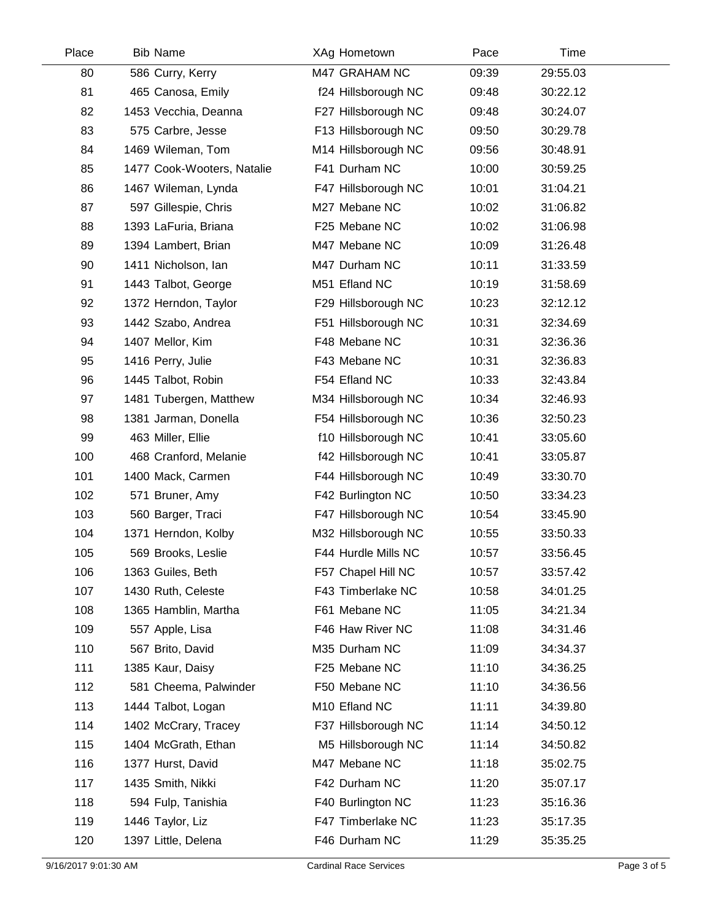| Place | Bib | Name | XAg | Hometown | Pace | Time |
|---|---|---|---|---|---|---|
| 80 | 586 | Curry, Kerry | M47 | GRAHAM NC | 09:39 | 29:55.03 |
| 81 | 465 | Canosa, Emily | f24 | Hillsborough NC | 09:48 | 30:22.12 |
| 82 | 1453 | Vecchia, Deanna | F27 | Hillsborough NC | 09:48 | 30:24.07 |
| 83 | 575 | Carbre, Jesse | F13 | Hillsborough NC | 09:50 | 30:29.78 |
| 84 | 1469 | Wileman, Tom | M14 | Hillsborough NC | 09:56 | 30:48.91 |
| 85 | 1477 | Cook-Wooters, Natalie | F41 | Durham NC | 10:00 | 30:59.25 |
| 86 | 1467 | Wileman, Lynda | F47 | Hillsborough NC | 10:01 | 31:04.21 |
| 87 | 597 | Gillespie, Chris | M27 | Mebane NC | 10:02 | 31:06.82 |
| 88 | 1393 | LaFuria, Briana | F25 | Mebane NC | 10:02 | 31:06.98 |
| 89 | 1394 | Lambert, Brian | M47 | Mebane NC | 10:09 | 31:26.48 |
| 90 | 1411 | Nicholson, Ian | M47 | Durham NC | 10:11 | 31:33.59 |
| 91 | 1443 | Talbot, George | M51 | Efland NC | 10:19 | 31:58.69 |
| 92 | 1372 | Herndon, Taylor | F29 | Hillsborough NC | 10:23 | 32:12.12 |
| 93 | 1442 | Szabo, Andrea | F51 | Hillsborough NC | 10:31 | 32:34.69 |
| 94 | 1407 | Mellor, Kim | F48 | Mebane NC | 10:31 | 32:36.36 |
| 95 | 1416 | Perry, Julie | F43 | Mebane NC | 10:31 | 32:36.83 |
| 96 | 1445 | Talbot, Robin | F54 | Efland NC | 10:33 | 32:43.84 |
| 97 | 1481 | Tubergen, Matthew | M34 | Hillsborough NC | 10:34 | 32:46.93 |
| 98 | 1381 | Jarman, Donella | F54 | Hillsborough NC | 10:36 | 32:50.23 |
| 99 | 463 | Miller, Ellie | f10 | Hillsborough NC | 10:41 | 33:05.60 |
| 100 | 468 | Cranford, Melanie | f42 | Hillsborough NC | 10:41 | 33:05.87 |
| 101 | 1400 | Mack, Carmen | F44 | Hillsborough NC | 10:49 | 33:30.70 |
| 102 | 571 | Bruner, Amy | F42 | Burlington NC | 10:50 | 33:34.23 |
| 103 | 560 | Barger, Traci | F47 | Hillsborough NC | 10:54 | 33:45.90 |
| 104 | 1371 | Herndon, Kolby | M32 | Hillsborough NC | 10:55 | 33:50.33 |
| 105 | 569 | Brooks, Leslie | F44 | Hurdle Mills NC | 10:57 | 33:56.45 |
| 106 | 1363 | Guiles, Beth | F57 | Chapel Hill NC | 10:57 | 33:57.42 |
| 107 | 1430 | Ruth, Celeste | F43 | Timberlake NC | 10:58 | 34:01.25 |
| 108 | 1365 | Hamblin, Martha | F61 | Mebane NC | 11:05 | 34:21.34 |
| 109 | 557 | Apple, Lisa | F46 | Haw River NC | 11:08 | 34:31.46 |
| 110 | 567 | Brito, David | M35 | Durham NC | 11:09 | 34:34.37 |
| 111 | 1385 | Kaur, Daisy | F25 | Mebane NC | 11:10 | 34:36.25 |
| 112 | 581 | Cheema, Palwinder | F50 | Mebane NC | 11:10 | 34:36.56 |
| 113 | 1444 | Talbot, Logan | M10 | Efland NC | 11:11 | 34:39.80 |
| 114 | 1402 | McCrary, Tracey | F37 | Hillsborough NC | 11:14 | 34:50.12 |
| 115 | 1404 | McGrath, Ethan | M5 | Hillsborough NC | 11:14 | 34:50.82 |
| 116 | 1377 | Hurst, David | M47 | Mebane NC | 11:18 | 35:02.75 |
| 117 | 1435 | Smith, Nikki | F42 | Durham NC | 11:20 | 35:07.17 |
| 118 | 594 | Fulp, Tanishia | F40 | Burlington NC | 11:23 | 35:16.36 |
| 119 | 1446 | Taylor, Liz | F47 | Timberlake NC | 11:23 | 35:17.35 |
| 120 | 1397 | Little, Delena | F46 | Durham NC | 11:29 | 35:35.25 |

9/16/2017 9:01:30 AM    Cardinal Race Services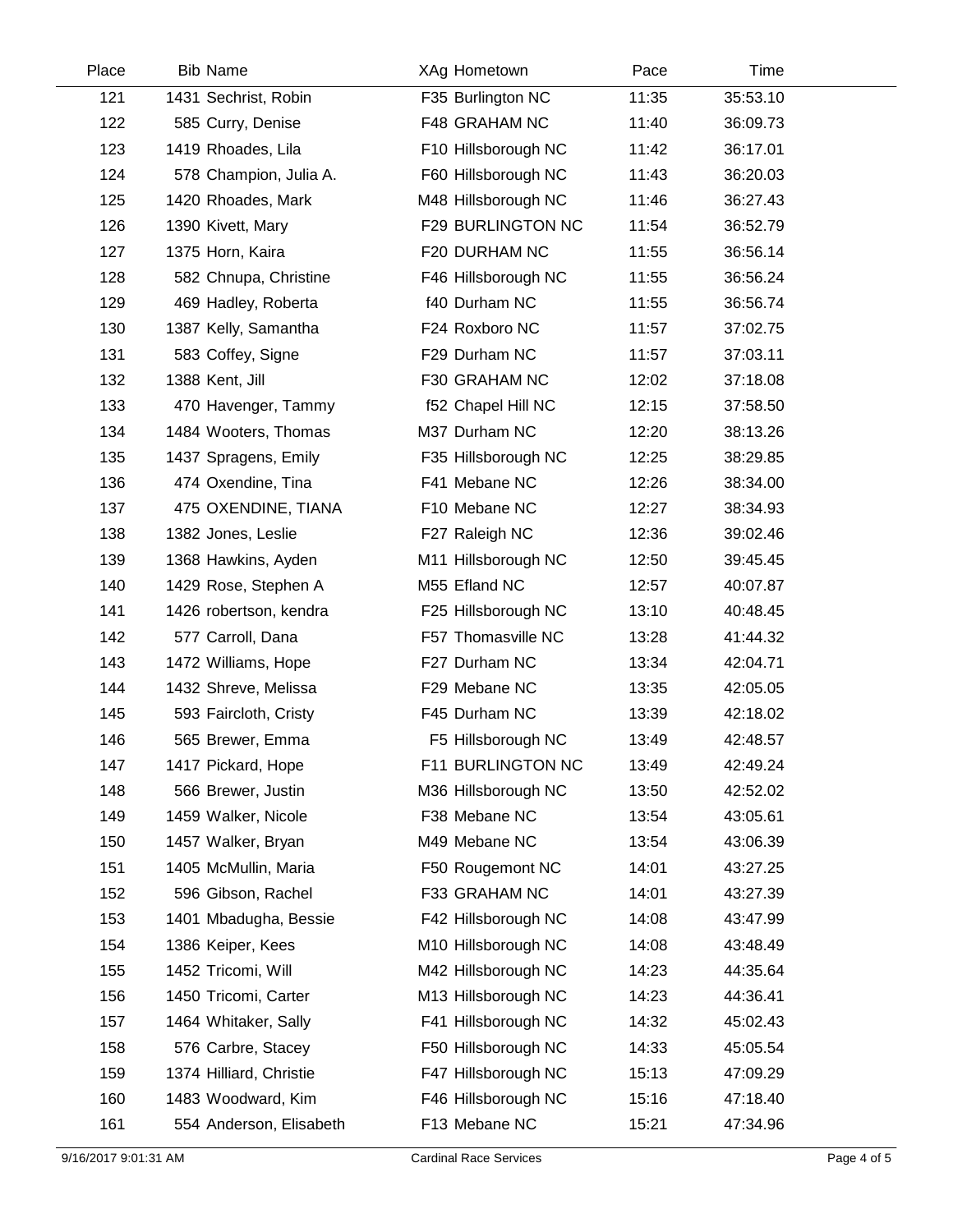| Place | Bib | Name | XAg | Hometown | Pace | Time |
|---|---|---|---|---|---|---|
| 121 | 1431 | Sechrist, Robin | F35 | Burlington NC | 11:35 | 35:53.10 |
| 122 | 585 | Curry, Denise | F48 | GRAHAM NC | 11:40 | 36:09.73 |
| 123 | 1419 | Rhoades, Lila | F10 | Hillsborough NC | 11:42 | 36:17.01 |
| 124 | 578 | Champion, Julia A. | F60 | Hillsborough NC | 11:43 | 36:20.03 |
| 125 | 1420 | Rhoades, Mark | M48 | Hillsborough NC | 11:46 | 36:27.43 |
| 126 | 1390 | Kivett, Mary | F29 | BURLINGTON NC | 11:54 | 36:52.79 |
| 127 | 1375 | Horn, Kaira | F20 | DURHAM NC | 11:55 | 36:56.14 |
| 128 | 582 | Chnupa, Christine | F46 | Hillsborough NC | 11:55 | 36:56.24 |
| 129 | 469 | Hadley, Roberta | f40 | Durham NC | 11:55 | 36:56.74 |
| 130 | 1387 | Kelly, Samantha | F24 | Roxboro NC | 11:57 | 37:02.75 |
| 131 | 583 | Coffey, Signe | F29 | Durham NC | 11:57 | 37:03.11 |
| 132 | 1388 | Kent, Jill | F30 | GRAHAM NC | 12:02 | 37:18.08 |
| 133 | 470 | Havenger, Tammy | f52 | Chapel Hill NC | 12:15 | 37:58.50 |
| 134 | 1484 | Wooters, Thomas | M37 | Durham NC | 12:20 | 38:13.26 |
| 135 | 1437 | Spragens, Emily | F35 | Hillsborough NC | 12:25 | 38:29.85 |
| 136 | 474 | Oxendine, Tina | F41 | Mebane NC | 12:26 | 38:34.00 |
| 137 | 475 | OXENDINE, TIANA | F10 | Mebane NC | 12:27 | 38:34.93 |
| 138 | 1382 | Jones, Leslie | F27 | Raleigh NC | 12:36 | 39:02.46 |
| 139 | 1368 | Hawkins, Ayden | M11 | Hillsborough NC | 12:50 | 39:45.45 |
| 140 | 1429 | Rose, Stephen A | M55 | Efland NC | 12:57 | 40:07.87 |
| 141 | 1426 | robertson, kendra | F25 | Hillsborough NC | 13:10 | 40:48.45 |
| 142 | 577 | Carroll, Dana | F57 | Thomasville NC | 13:28 | 41:44.32 |
| 143 | 1472 | Williams, Hope | F27 | Durham NC | 13:34 | 42:04.71 |
| 144 | 1432 | Shreve, Melissa | F29 | Mebane NC | 13:35 | 42:05.05 |
| 145 | 593 | Faircloth, Cristy | F45 | Durham NC | 13:39 | 42:18.02 |
| 146 | 565 | Brewer, Emma | F5 | Hillsborough NC | 13:49 | 42:48.57 |
| 147 | 1417 | Pickard, Hope | F11 | BURLINGTON NC | 13:49 | 42:49.24 |
| 148 | 566 | Brewer, Justin | M36 | Hillsborough NC | 13:50 | 42:52.02 |
| 149 | 1459 | Walker, Nicole | F38 | Mebane NC | 13:54 | 43:05.61 |
| 150 | 1457 | Walker, Bryan | M49 | Mebane NC | 13:54 | 43:06.39 |
| 151 | 1405 | McMullin, Maria | F50 | Rougemont NC | 14:01 | 43:27.25 |
| 152 | 596 | Gibson, Rachel | F33 | GRAHAM NC | 14:01 | 43:27.39 |
| 153 | 1401 | Mbadugha, Bessie | F42 | Hillsborough NC | 14:08 | 43:47.99 |
| 154 | 1386 | Keiper, Kees | M10 | Hillsborough NC | 14:08 | 43:48.49 |
| 155 | 1452 | Tricomi, Will | M42 | Hillsborough NC | 14:23 | 44:35.64 |
| 156 | 1450 | Tricomi, Carter | M13 | Hillsborough NC | 14:23 | 44:36.41 |
| 157 | 1464 | Whitaker, Sally | F41 | Hillsborough NC | 14:32 | 45:02.43 |
| 158 | 576 | Carbre, Stacey | F50 | Hillsborough NC | 14:33 | 45:05.54 |
| 159 | 1374 | Hilliard, Christie | F47 | Hillsborough NC | 15:13 | 47:09.29 |
| 160 | 1483 | Woodward, Kim | F46 | Hillsborough NC | 15:16 | 47:18.40 |
| 161 | 554 | Anderson, Elisabeth | F13 | Mebane NC | 15:21 | 47:34.96 |

9/16/2017 9:01:31 AM Cardinal Race Services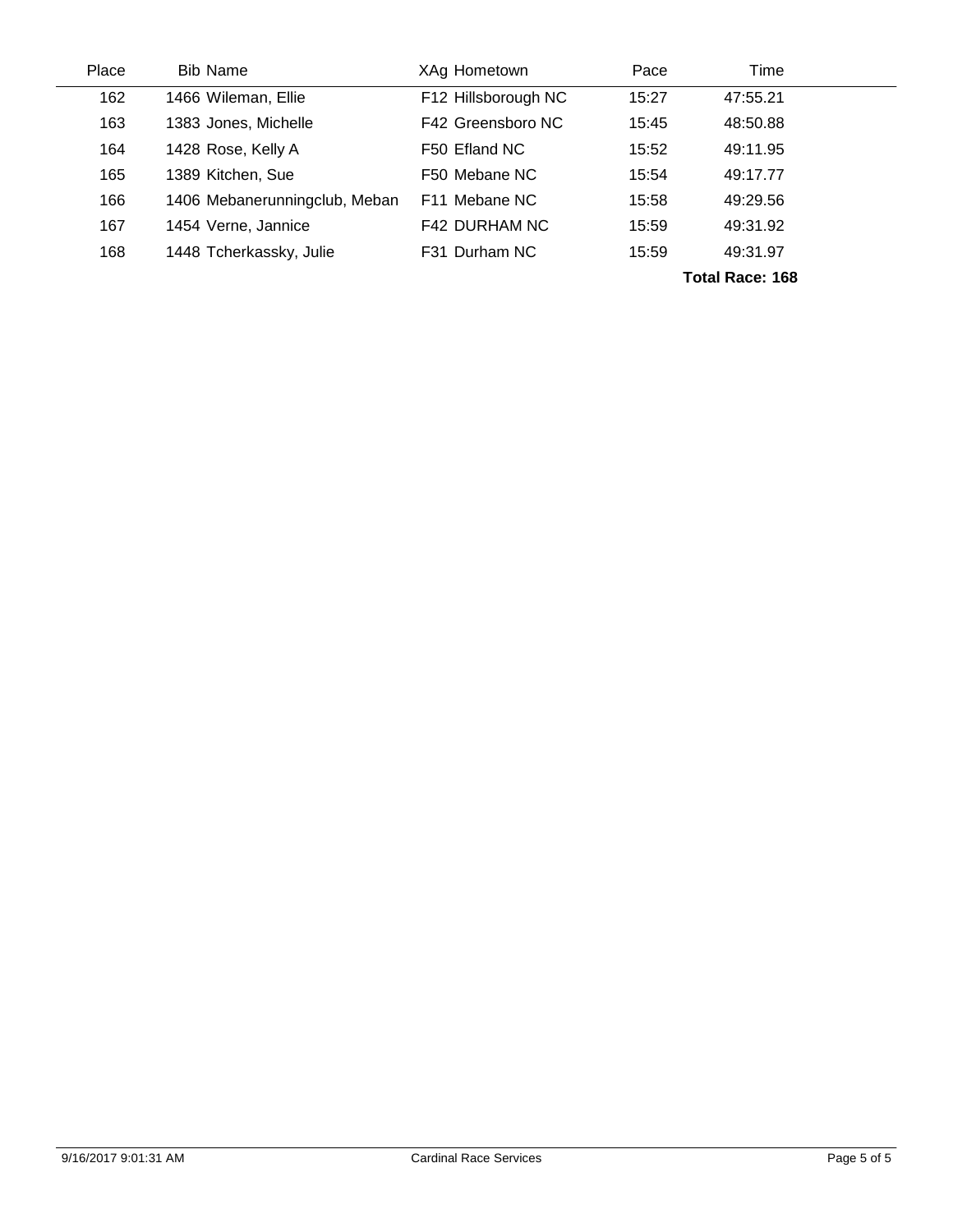| Place | Bib | Name | XAg | Hometown | Pace | Time |
|---|---|---|---|---|---|---|
| 162 | 1466 | Wileman, Ellie | F12 | Hillsborough NC | 15:27 | 47:55.21 |
| 163 | 1383 | Jones, Michelle | F42 | Greensboro NC | 15:45 | 48:50.88 |
| 164 | 1428 | Rose, Kelly A | F50 | Efland NC | 15:52 | 49:11.95 |
| 165 | 1389 | Kitchen, Sue | F50 | Mebane NC | 15:54 | 49:17.77 |
| 166 | 1406 | Mebanerunningclub, Meban | F11 | Mebane NC | 15:58 | 49:29.56 |
| 167 | 1454 | Verne, Jannice | F42 | DURHAM NC | 15:59 | 49:31.92 |
| 168 | 1448 | Tcherkassky, Julie | F31 | Durham NC | 15:59 | 49:31.97 |

**Total Race: 168**

9/16/2017 9:01:31 AM Cardinal Race Services